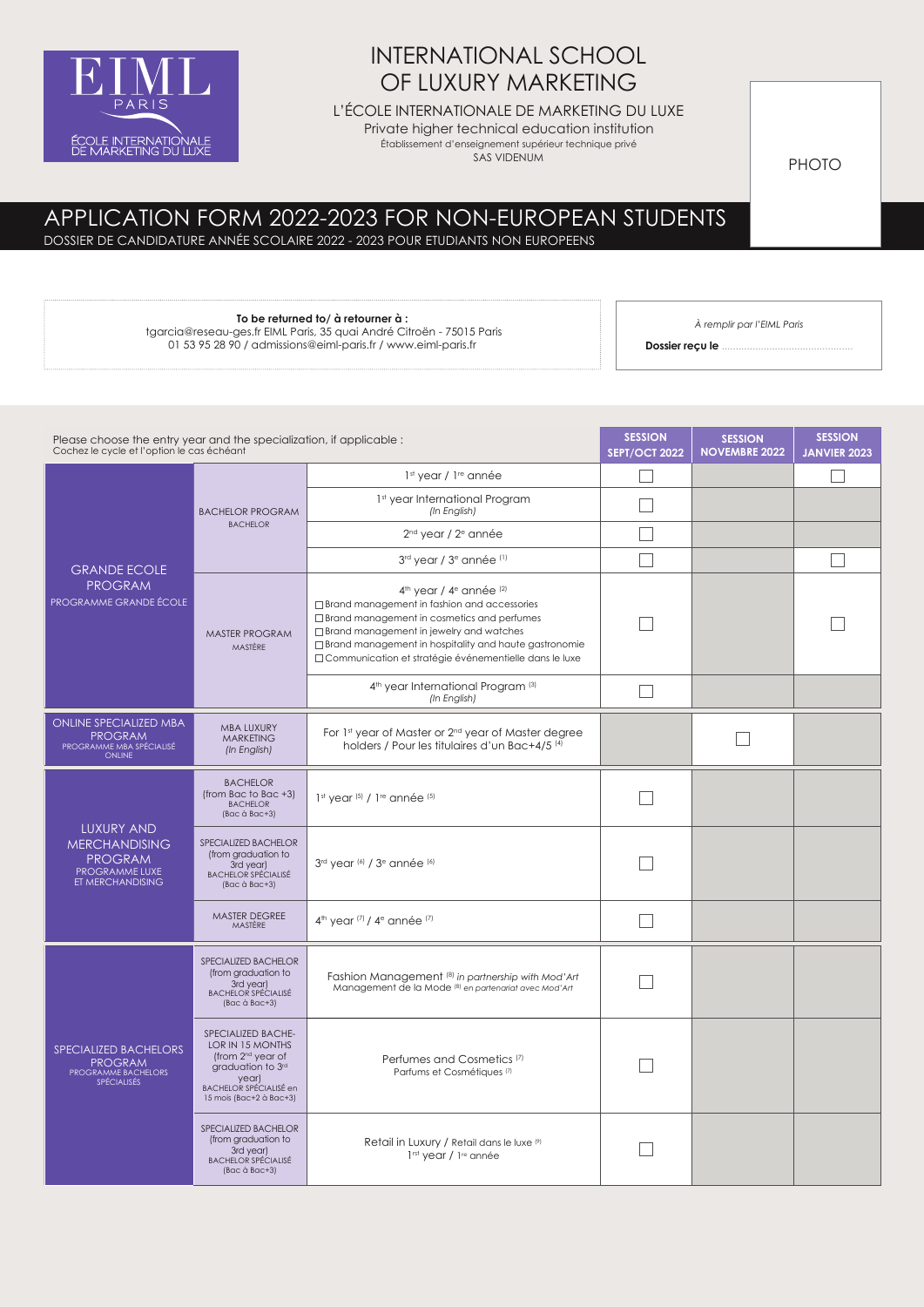EIML PARIS
ÉCOLE INTERNATIONALE DE MARKETING DU LUXE

# INTERNATIONAL SCHOOL OF LUXURY MARKETING

L'ÉCOLE INTERNATIONALE DE MARKETING DU LUXE
Private higher technical education institution
Établissement d'enseignement supérieur technique privé
SAS VIDENUM

PHOTO

## APPLICATION FORM 2022-2023 FOR NON-EUROPEAN STUDENTS

DOSSIER DE CANDIDATURE ANNÉE SCOLAIRE 2022 - 2023 POUR ETUDIANTS NON EUROPEENS

**To be returned to/ à retourner à :**
tgarcia@reseau-ges.fr EIML Paris, 35 quai André Citroën - 75015 Paris
01 53 95 28 90 / admissions@eiml-paris.fr / www.eiml-paris.fr

*À remplir par l'EIML Paris*
**Dossier reçu le** ..............................................

| Please choose the entry year and the specialization, if applicable : Cochez le cycle et l'option le cas échéant | | | SESSION SEPT/OCT 2022 | SESSION NOVEMBRE 2022 | SESSION JANVIER 2023 |
|---|---|---|---|---|---|
| GRANDE ECOLE PROGRAM PROGRAMME GRANDE ÉCOLE | BACHELOR PROGRAM BACHELOR | 1st year / 1re année | ☐ | | ☐ |
| | | 1st year International Program *(In English)* | ☐ | | |
| | | 2nd year / 2e année | ☐ | | |
| | | 3rd year / 3e année (1) | ☐ | | ☐ |
| | MASTER PROGRAM MASTÈRE | 4th year / 4e année (2) ☐ Brand management in fashion and accessories ☐ Brand management in cosmetics and perfumes ☐ Brand management in jewelry and watches ☐ Brand management in hospitality and haute gastronomie ☐ Communication et stratégie événementielle dans le luxe | ☐ | | ☐ |
| | | 4th year International Program (3) *(In English)* | ☐ | | |
| ONLINE SPECIALIZED MBA PROGRAM PROGRAMME MBA SPÉCIALISÉ ONLINE | MBA LUXURY MARKETING *(In English)* | For 1st year of Master or 2nd year of Master degree holders / Pour les titulaires d'un Bac+4/5 (4) | | ☐ | |
| LUXURY AND MERCHANDISING PROGRAM PROGRAMME LUXE ET MERCHANDISING | BACHELOR (from Bac to Bac +3) BACHELOR (Bac à Bac+3) | 1st year (5) / 1re année (5) | ☐ | | |
| | SPECIALIZED BACHELOR (from graduation to 3rd year) BACHELOR SPÉCIALISÉ (Bac à Bac+3) | 3rd year (6) / 3e année (6) | ☐ | | |
| | MASTER DEGREE MASTÈRE | 4th year (7) / 4e année (7) | ☐ | | |
| SPECIALIZED BACHELORS PROGRAM PROGRAMME BACHELORS SPÉCIALISÉS | SPECIALIZED BACHELOR (from graduation to 3rd year) BACHELOR SPÉCIALISÉ (Bac à Bac+3) | Fashion Management (8) *in partnership with Mod'Art* Management de la Mode (8) *en partenariat avec Mod'Art* | ☐ | | |
| | SPECIALIZED BACHELOR IN 15 MONTHS (from 2nd year of graduation to 3rd year) BACHELOR SPÉCIALISÉ en 15 mois (Bac+2 à Bac+3) | Perfumes and Cosmetics (7) Parfums et Cosmétiques (7) | ☐ | | |
| | SPECIALIZED BACHELOR (from graduation to 3rd year) BACHELOR SPÉCIALISÉ (Bac à Bac+3) | Retail in Luxury / Retail dans le luxe (9) 1rst year / 1re année | ☐ | | |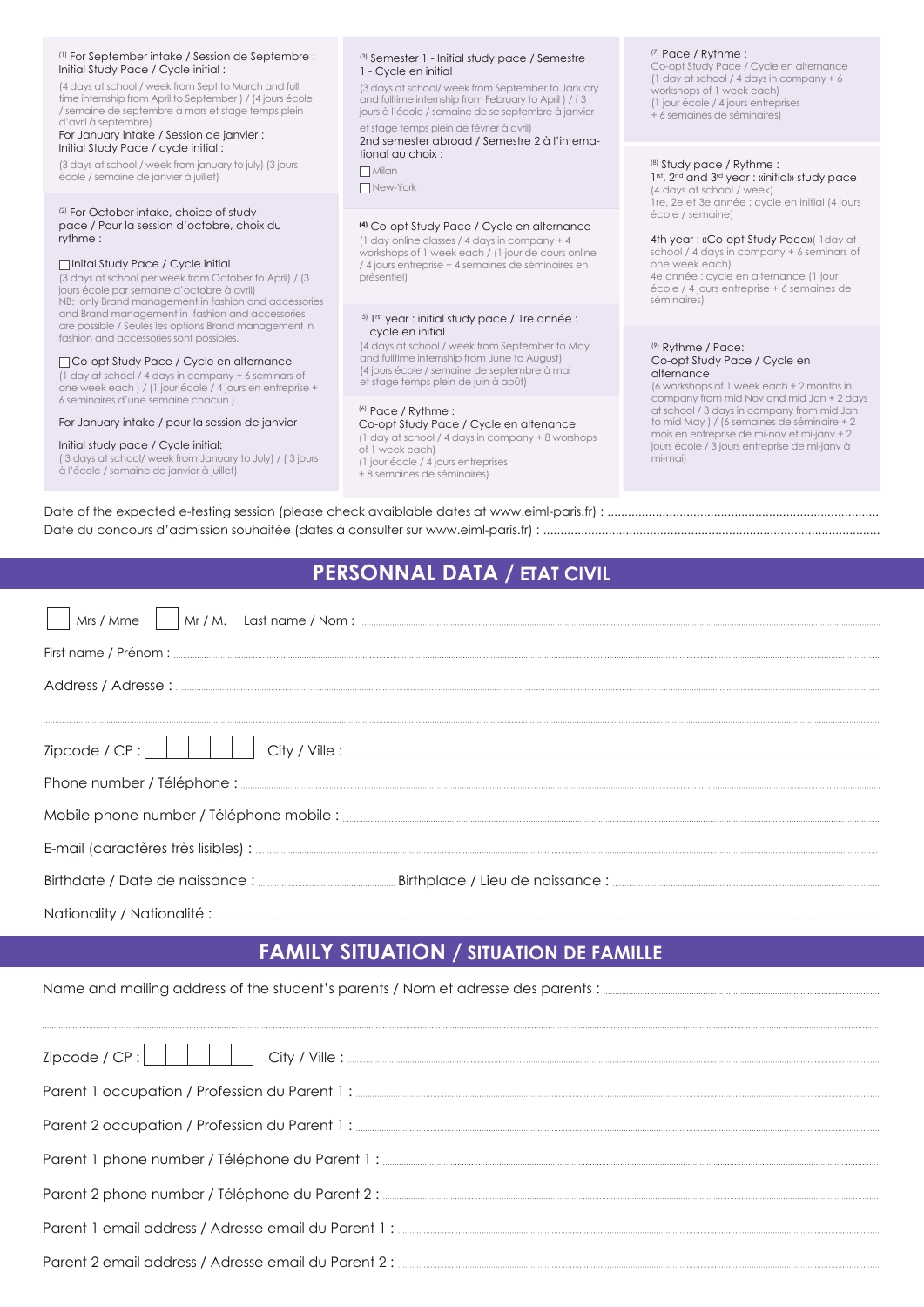(1) For September intake / Session de Septembre : Initial Study Pace / Cycle initial :

(4 days at school / week from Sept to March and full time internship from April to September ) / (4 jours école / semaine de septembre à mars et stage temps plein d'avril à septembre)

For January intake / Session de janvier : Initial Study Pace / cycle initial :

(3 days at school / week from january to july) (3 jours école / semaine de janvier à juillet)

(2) For October intake, choice of study pace / Pour la session d'octobre, choix du rythme :

☐ Inital Study Pace / Cycle initial

(3 days at school per week from October to April) / (3 jours école par semaine d'octobre à avril)
NB: only Brand management in fashion and accessories and Brand management in fashion and accessories are possible / Seules les options Brand management in fashion and accessories sont possibles.

☐ Co-opt Study Pace / Cycle en alternance

(1 day at school / 4 days in company + 6 seminars of one week each ) / (1 jour école / 4 jours en entreprise + 6 seminaires d'une semaine chacun )

For January intake / pour la session de janvier

Initial study pace / Cycle initial:

( 3 days at school/ week from January to July) / ( 3 jours à l'école / semaine de janvier à juillet)

(3) Semester 1 - Initial study pace / Semestre 1 - Cycle en initial

(3 days at school/ week from September to January and fulltime internship from February to April ) / ( 3 jours à l'école / semaine de se septembre à janvier et stage temps plein de février à avril)

2nd semester abroad / Semestre 2 à l'international au choix :

☐ Milan

☐ New-York

(4) Co-opt Study Pace / Cycle en alternance

(1 day online classes / 4 days in company + 4 workshops of 1 week each / (1 jour de cours online / 4 jours entreprise + 4 semaines de séminaires en présentiel)

(5) 1st year : initial study pace / 1re année : cycle en initial

(4 days at school / week from September to May and fulltime internship from June to August) (4 jours école / semaine de septembre à mai et stage temps plein de juin à août)

(6) Pace / Rythme :

Co-opt Study Pace / Cycle en altenance

(1 day at school / 4 days in company + 8 worshops of 1 week each)
(1 jour école / 4 jours entreprises + 8 semaines de séminaires)

(7) Pace / Rythme :

Co-opt Study Pace / Cycle en alternance
(1 day at school / 4 days in company + 6 workshops of 1 week each)
(1 jour école / 4 jours entreprises + 6 semaines de séminaires)

(8) Study pace / Rythme :

1st, 2nd and 3rd year : «initial» study pace
(4 days at school / week)
1re, 2e et 3e année : cycle en initial (4 jours école / semaine)

4th year : «Co-opt Study Pace»( 1day at school / 4 days in company + 6 seminars of one week each)
4e année : cycle en alternance (1 jour école / 4 jours entreprise + 6 semaines de séminaires)

(9) Rythme / Pace:

Co-opt Study Pace / Cycle en alternance
(6 workshops of 1 week each + 2 months in company from mid Nov and mid Jan + 2 days at school / 3 days in company from mid Jan to mid May ) / (6 semaines de séminaire + 2 mois en entreprise de mi-nov et mi-janv + 2 jours école / 3 jours entreprise de mi-janv à mi-mai)

Date of the expected e-testing session (please check avaiblable dates at www.eiml-paris.fr) : ..........
Date du concours d'admission souhaitée (dates à consulter sur www.eiml-paris.fr) : ..........

## PERSONNAL DATA / ETAT CIVIL

☐ Mrs / Mme ☐ Mr / M. Last name / Nom : ..........

First name / Prénom : ..........

Address / Adresse : ..........

..........

Zipcode / CP : ☐☐☐☐☐ City / Ville : ..........

Phone number / Téléphone : ..........

Mobile phone number / Téléphone mobile : ..........

E-mail (caractères très lisibles) : ..........

Birthdate / Date de naissance : .......... Birthplace / Lieu de naissance : ..........

Nationality / Nationalité : ..........

## FAMILY SITUATION / SITUATION DE FAMILLE

Name and mailing address of the student's parents / Nom et adresse des parents : ..........

..........

Zipcode / CP : ☐☐☐☐☐ City / Ville : ..........

Parent 1 occupation / Profession du Parent 1 : ..........

Parent 2 occupation / Profession du Parent 1 : ..........

Parent 1 phone number / Téléphone du Parent 1 : ..........

Parent 2 phone number / Téléphone du Parent 2 : ..........

Parent 1 email address / Adresse email du Parent 1 : ..........

Parent 2 email address / Adresse email du Parent 2 : ..........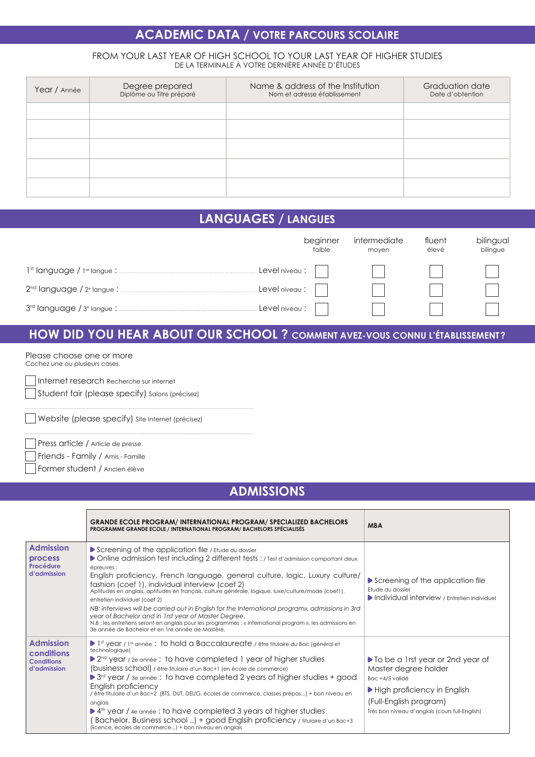## ACADEMIC DATA / VOTRE PARCOURS SCOLAIRE

FROM YOUR LAST YEAR OF HIGH SCHOOL TO YOUR LAST YEAR OF HIGHER STUDIES
DE LA TERMINALE À VOTRE DERNIÈRE ANNÉE D'ÉTUDES

| Year / Année | Degree prepared<br>Diplôme ou Titre préparé | Name & address of the Institution<br>Nom et adresse établissement | Graduation date<br>Date d'obtention |
|---|---|---|---|
| | | | |
| | | | |
| | | | |
| | | | |
| | | | |

## LANGUAGES / LANGUES

| | beginner<br>faible | intermediate<br>moyen | fluent<br>élévé | bilingual<br>bilingue |
|---|---|---|---|---|
| 1st language / 1re langue : ............ Level niveau : | ☐ | ☐ | ☐ | ☐ |
| 2nd language / 2e langue : ............ Level niveau : | ☐ | ☐ | ☐ | ☐ |
| 3rd language / 3e langue : ............ Level niveau : | ☐ | ☐ | ☐ | ☐ |

## HOW DID YOU HEAR ABOUT OUR SCHOOL ? COMMENT AVEZ-VOUS CONNU L'ÉTABLISSEMENT ?

Please choose one or more
Cochez une ou plusieurs cases.

- ☐ Internet research Recherche sur internet
- ☐ Student fair (please specify) Salons (précisez)

..............................................................................................

- ☐ Website (please specify) Site Internet (précisez)

..............................................................................................

- ☐ Press article / Article de presse
- ☐ Friends - Family / Amis - Famille
- ☐ Former student / Ancien élève

## ADMISSIONS

| | **GRANDE ECOLE PROGRAM/ INTERNATIONAL PROGRAM/ SPECIALIZED BACHELORS**<br>**PROGRAMME GRANDE ECOLE / INTERNATIONAL PROGRAM/ BACHELORS SPÉCIALISÉS** | **MBA** |
|---|---|---|
| **Admission process**<br>**Procédure d'admission** | ▶ Screening of the application file / Etude du dossier<br>▶ Online admission test including 2 different tests : / Test d'admission comportant deux épreuves :<br>English proficiency, French language, general culture, logic, Luxury culture/ fashion (coef 1), individual interview (coef 2)<br>Aptitudes en anglais, aptitudes en français, culture générale, logique, luxe/culture/mode (coef1), entretien individuel (coef 2)<br>*NB: interviews will be carried out in English for the International program», admissions in 3rd year of Bachelor and in 1rst year of Master Degree.*<br>N.B : les entretiens seront en anglais pour les programmes : « International program », les admissions en 3e année de Bachelor et en 1re année de Mastère. | ▶ Screening of the application file<br>Etude du dossier<br>▶ Individual interview / Entretien individuel |
| **Admission conditions**<br>**Conditions d'admission** | ▶ 1st year / 1re année : to hold a Baccalaureate / être titulaire du Bac (général et technologique)<br>▶ 2nd year / 2e année : to have completed 1 year of higher studies (business school) / être titulaire d'un Bac+1 (en école de commerce)<br>▶ 3rd year / 3e année : to have completed 2 years of higher studies + good English proficiency<br>/ être titulaire d'un Bac+2 (BTS, DUT, DEUG, écoles de commerce, classes prépas...) + bon niveau en anglais<br>▶ 4th year / 4e année : to have completed 3 years of higher studies ( Bachelor, Business school ..) + good Englsih proficiency / titulaire d'un Bac+3 (licence, écoles de commerce...) + bon niveau en anglais | ▶ To be a 1rst year or 2nd year of Master degree holder<br>Bac +4/5 validé<br>▶ High proficiency in English (Full-English program)<br>Très bon niveau d'anglais (cours full-English) |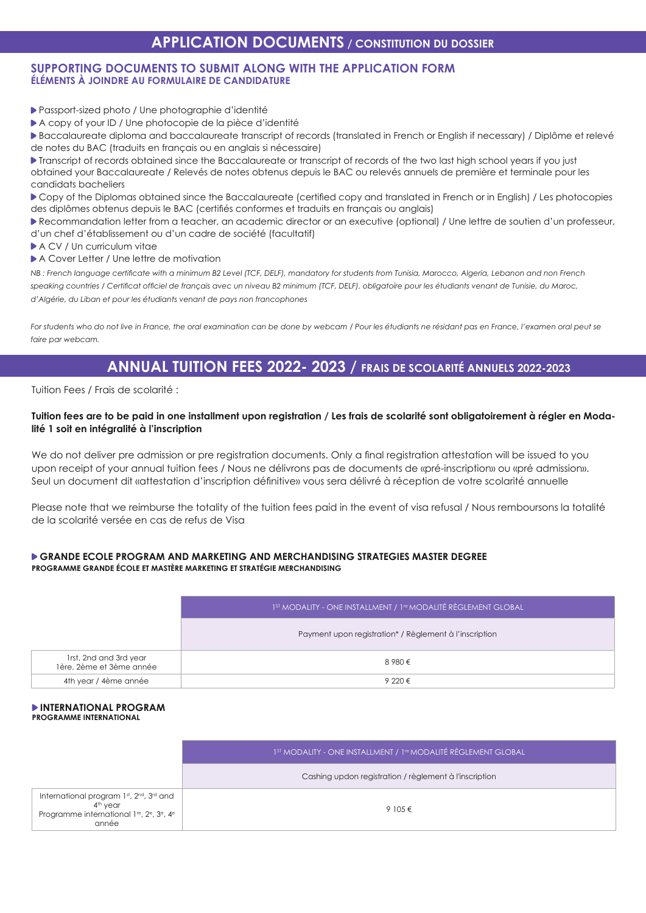# APPLICATION DOCUMENTS / CONSTITUTION DU DOSSIER

## SUPPORTING DOCUMENTS TO SUBMIT ALONG WITH THE APPLICATION FORM
### ÉLÉMENTS À JOINDRE AU FORMULAIRE DE CANDIDATURE

- Passport-sized photo / Une photographie d'identité
- A copy of your ID / Une photocopie de la pièce d'identité
- Baccalaureate diploma and baccalaureate transcript of records (translated in French or English if necessary) / Diplôme et relevé de notes du BAC (traduits en français ou en anglais si nécessaire)
- Transcript of records obtained since the Baccalaureate or transcript of records of the two last high school years if you just obtained your Baccalaureate / Relevés de notes obtenus depuis le BAC ou relevés annuels de première et terminale pour les candidats bacheliers
- Copy of the Diplomas obtained since the Baccalaureate (certified copy and translated in French or in English) / Les photocopies des diplômes obtenus depuis le BAC (certifiés conformes et traduits en français ou anglais)
- Recommandation letter from a teacher, an academic director or an executive (optional) / Une lettre de soutien d'un professeur, d'un chef d'établissement ou d'un cadre de société (facultatif)
- A CV / Un curriculum vitae
- A Cover Letter / Une lettre de motivation

*NB : French language certificate with a minimum B2 Level (TCF, DELF), mandatory for students from Tunisia, Marocco, Algeria, Lebanon and non French speaking countries / Certificat officiel de français avec un niveau B2 minimum (TCF, DELF), obligatoire pour les étudiants venant de Tunisie, du Maroc, d'Algérie, du Liban et pour les étudiants venant de pays non francophones*

*For students who do not live in France, the oral examination can be done by webcam / Pour les étudiants ne résidant pas en France, l'examen oral peut se faire par webcam.*

# ANNUAL TUITION FEES 2022- 2023 / FRAIS DE SCOLARITÉ ANNUELS 2022-2023

Tuition Fees / Frais de scolarité :

**Tuition fees are to be paid in one installment upon registration / Les frais de scolarité sont obligatoirement à régler en Modalité 1 soit en intégralité à l'inscription**

We do not deliver pre admission or pre registration documents. Only a final registration attestation will be issued to you upon receipt of your annual tuition fees / Nous ne délivrons pas de documents de «pré-inscription» ou «pré admission». Seul un document dit «attestation d'inscription définitive» vous sera délivré à réception de votre scolarité annuelle

Please note that we reimburse the totality of the tuition fees paid in the event of visa refusal / Nous remboursons la totalité de la scolarité versée en cas de refus de Visa

### GRANDE ECOLE PROGRAM AND MARKETING AND MERCHANDISING STRATEGIES MASTER DEGREE
**PROGRAMME GRANDE ÉCOLE ET MASTÈRE MARKETING ET STRATÉGIE MERCHANDISING**

| | 1ST MODALITY - ONE INSTALLMENT / 1re MODALITÉ RÈGLEMENT GLOBAL |
|---|---|
| | Payment upon registration* / Règlement à l'inscription |
| 1rst, 2nd and 3rd year<br>1ère, 2ème et 3ème année | 8 980 € |
| 4th year / 4ème année | 9 220 € |

### INTERNATIONAL PROGRAM
**PROGRAMME INTERNATIONAL**

| | 1ST MODALITY - ONE INSTALLMENT / 1re MODALITÉ RÈGLEMENT GLOBAL |
|---|---|
| | Cashing updon registration / règlement à l'inscription |
| International program 1st, 2nd, 3rd and 4th year<br>Programme international 1re, 2e, 3e, 4e année | 9 105 € |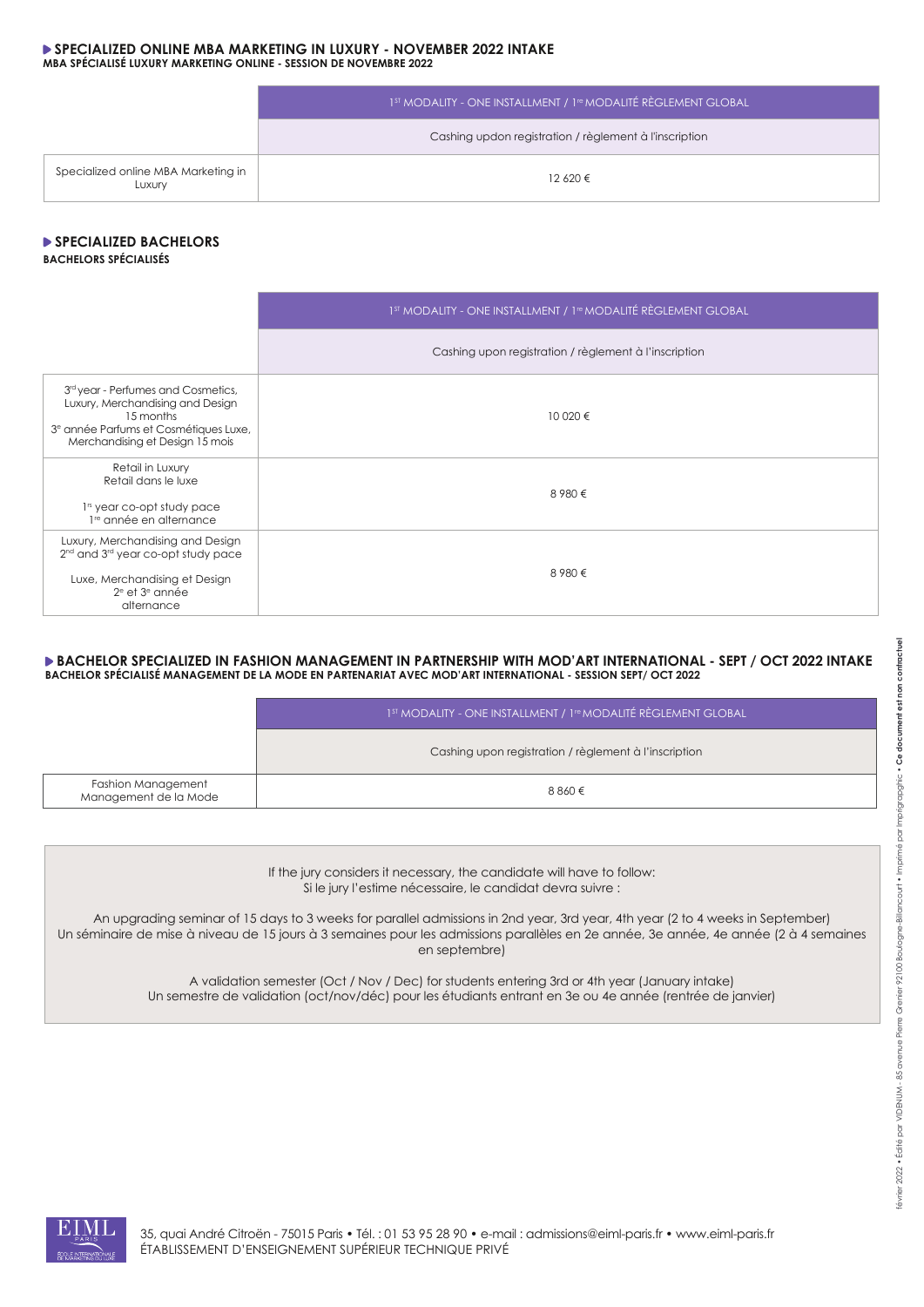### SPECIALIZED ONLINE MBA MARKETING IN LUXURY - NOVEMBER 2022 INTAKE
**MBA SPÉCIALISÉ LUXURY MARKETING ONLINE - SESSION DE NOVEMBRE 2022**

| | 1ST MODALITY - ONE INSTALLMENT / 1re MODALITÉ RÈGLEMENT GLOBAL |
|---|---|
| | Cashing updon registration / règlement à l'inscription |
| Specialized online MBA Marketing in Luxury | 12 620 € |

### SPECIALIZED BACHELORS
**BACHELORS SPÉCIALISÉS**

| | 1ST MODALITY - ONE INSTALLMENT / 1re MODALITÉ RÈGLEMENT GLOBAL |
|---|---|
| | Cashing upon registration / règlement à l'inscription |
| 3rd year - Perfumes and Cosmetics, Luxury, Merchandising and Design 15 months<br>3e année Parfums et Cosmétiques Luxe, Merchandising et Design 15 mois | 10 020 € |
| Retail in Luxury<br>Retail dans le luxe<br><br>1st year co-opt study pace<br>1re année en alternance | 8 980 € |
| Luxury, Merchandising and Design<br>2nd and 3rd year co-opt study pace<br><br>Luxe, Merchandising et Design<br>2e et 3e année alternance | 8 980 € |

### BACHELOR SPECIALIZED IN FASHION MANAGEMENT IN PARTNERSHIP WITH MOD'ART INTERNATIONAL - SEPT / OCT 2022 INTAKE
**BACHELOR SPÉCIALISÉ MANAGEMENT DE LA MODE EN PARTENARIAT AVEC MOD'ART INTERNATIONAL - SESSION SEPT/ OCT 2022**

| | 1ST MODALITY - ONE INSTALLMENT / 1re MODALITÉ RÈGLEMENT GLOBAL |
|---|---|
| | Cashing upon registration / règlement à l'inscription |
| Fashion Management<br>Management de la Mode | 8 860 € |

If the jury considers it necessary, the candidate will have to follow:
Si le jury l'estime nécessaire, le candidat devra suivre :

An upgrading seminar of 15 days to 3 weeks for parallel admissions in 2nd year, 3rd year, 4th year (2 to 4 weeks in September)
Un séminaire de mise à niveau de 15 jours à 3 semaines pour les admissions parallèles en 2e année, 3e année, 4e année (2 à 4 semaines en septembre)

A validation semester (Oct / Nov / Dec) for students entering 3rd or 4th year (January intake)
Un semestre de validation (oct/nov/déc) pour les étudiants entrant en 3e ou 4e année (rentrée de janvier)

février 2022 • Édité par VIDENUM - 85 avenue Pierre Grenier 92100 Boulogne-Billancourt • Imprimé par Impligraphic • **Ce document est non contractuel**

35, quai André Citroën - 75015 Paris • Tél. : 01 53 95 28 90 • e-mail : admissions@eiml-paris.fr • www.eiml-paris.fr
ÉTABLISSEMENT D'ENSEIGNEMENT SUPÉRIEUR TECHNIQUE PRIVÉ